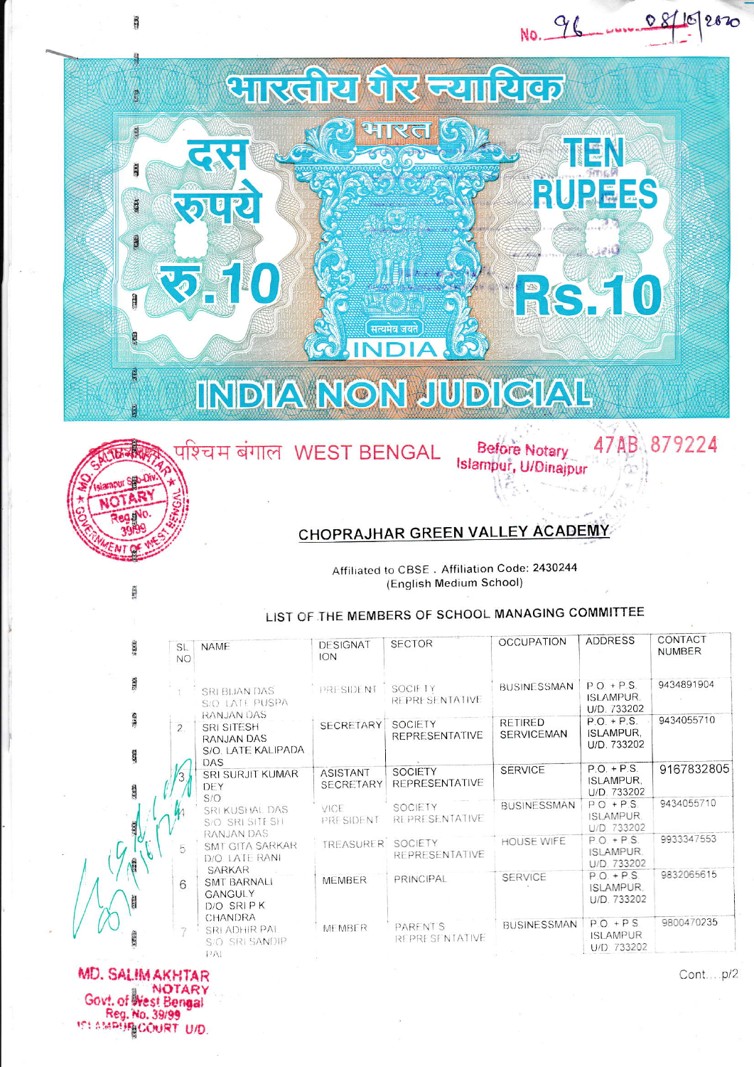No. 96 08/10/2020

भारतीय गैर न्यायिक

भारत

दस रुपये रु.10

TEN RUPEES Rs.10

सत्यमेव जयते

INDIA

INDIA NON JUDICIAL

पश्चिम बंगाल WEST BENGAL

Before Notary Islampur, U/Dinajpur

47AB 879224

MD. SALIM AKHTAR, Islampur Sub-Div. NOTARY Reg. No. 39/99 GOVERNMENT OF WEST BENGAL

## CHOPRAJHAR GREEN VALLEY ACADEMY

Affiliated to CBSE . Affiliation Code: 2430244
(English Medium School)

### LIST OF THE MEMBERS OF SCHOOL MANAGING COMMITTEE

| SL NO | NAME | DESIGNATION | SECTOR | OCCUPATION | ADDRESS | CONTACT NUMBER |
|---|---|---|---|---|---|---|
| 1 | SRI BIJAN DAS S/O LATE PUSPA RANJAN DAS | PRESIDENT | SOCIETY REPRESENTATIVE | BUSINESSMAN | P.O. + P.S. ISLAMPUR, U/D. 733202 | 9434891904 |
| 2 | SRI SITESH RANJAN DAS S/O. LATE KALIPADA DAS | SECRETARY | SOCIETY REPRESENTATIVE | RETIRED SERVICEMAN | P.O. + P.S. ISLAMPUR, U/D. 733202 | 9434055710 |
| 3 | SRI SURJIT KUMAR DEY S/O | ASISTANT SECRETARY | SOCIETY REPRESENTATIVE | SERVICE | P.O. + P.S. ISLAMPUR, U/D. 733202 | 9167832805 |
| 4 | SRI KUSHAL DAS S/O SRI SITESH RANJAN DAS | VICE PRESIDENT | SOCIETY REPRESENTATIVE | BUSINESSMAN | P.O. + P.S. ISLAMPUR, U/D. 733202 | 9434055710 |
| 5 | SMT GITA SARKAR D/O LATE RANI SARKAR | TREASURER | SOCIETY REPRESENTATIVE | HOUSE WIFE | P.O. + P.S. ISLAMPUR, U/D. 733202 | 9933347553 |
| 6 | SMT BARNALI GANGULY D/O SRI P K CHANDRA | MEMBER | PRINCIPAL | SERVICE | P.O. + P.S. ISLAMPUR, U/D. 733202 | 9832065615 |
| 7 | SRI ADHIR PAL S/O SRI SANDIP PAL | MEMBER | PARENTS REPRESENTATIVE | BUSINESSMAN | P.O. + P.S. ISLAMPUR U/D. 733202 | 9800470235 |

MD. SALIM AKHTAR
NOTARY
Govt. of West Bengal
Reg. No. 39/99
ISLAMPUR COURT U/D.

Cont.....p/2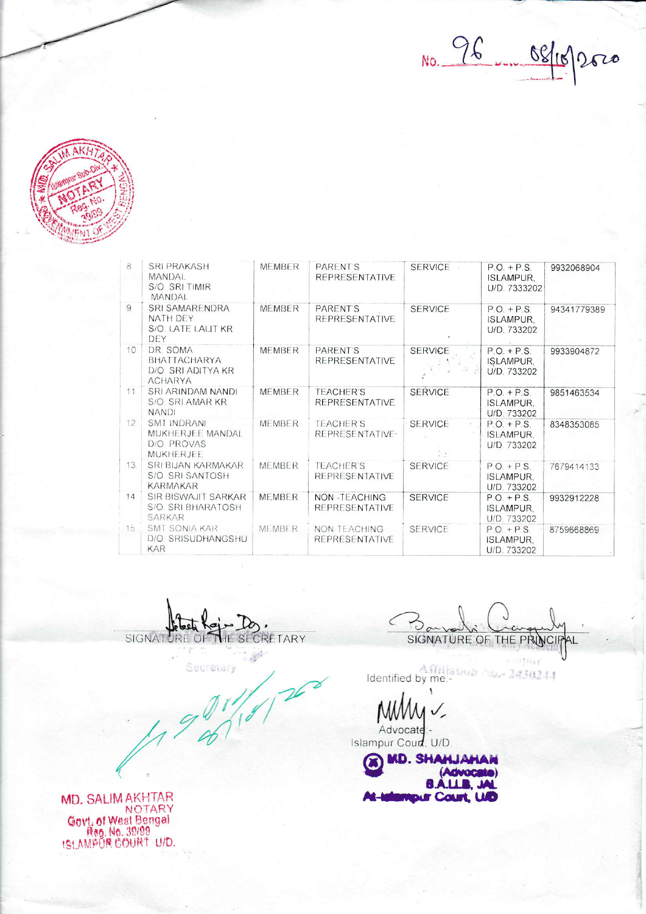No. 96 08/10/2020

MD. SALIM AKHTAR
Islampur Sub-Div.
NOTARY
Reg. No. 39/99
GOVERNMENT OF WEST BENGAL

| | | | | | | |
|---|---|---|---|---|---|---|
| 8 | SRI PRAKASH MANDAL S/O. SRI TIMIR MANDAL | MEMBER | PARENT'S REPRESENTATIVE | SERVICE | P.O. + P.S. ISLAMPUR, U/D. 7333202 | 9932068904 |
| 9 | SRI SAMARENDRA NATH DEY S/O. LATE LALIT KR DEY | MEMBER | PARENT'S REPRESENTATIVE | SERVICE | P.O. + P.S. ISLAMPUR, U/D. 733202 | 94341779389 |
| 10 | DR. SOMA BHATTACHARYA D/O. SRI ADITYA KR ACHARYA | MEMBER | PARENT'S REPRESENTATIVE | SERVICE | P.O. + P.S. ISLAMPUR, U/D. 733202 | 9933904872 |
| 11 | SRI ARINDAM NANDI S/O. SRI AMAR KR NANDI | MEMBER | TEACHER'S REPRESENTATIVE | SERVICE | P.O. + P.S. ISLAMPUR, U/D. 733202 | 9851463534 |
| 12 | SMT INDRANI MUKHERJEE MANDAL D/O. PROVAS MUKHERJEE | MEMBER | TEACHER'S REPRESENTATIVE | SERVICE | P.O. + P.S. ISLAMPUR, U/D. 733202 | 8348353085 |
| 13 | SRI BIJAN KARMAKAR S/O. SRI SANTOSH KARMAKAR | MEMBER | TEACHER'S REPRESENTATIVE | SERVICE | P.O. + P.S. ISLAMPUR, U/D. 733202 | 7679414133 |
| 14 | SIR BISWAJIT SARKAR S/O. SRI BHARATOSH SARKAR | MEMBER | NON -TEACHING REPRESENTATIVE | SERVICE | P.O. + P.S. ISLAMPUR, U/D. 733202 | 9932912228 |
| 15 | SMT SONIA KAR D/O. SRISUDHANGSHU KAR | MEMBER | NON TEACHING REPRESENTATIVE | SERVICE | P.O. + P.S. ISLAMPUR, U/D. 733202 | 8759668869 |

SIGNATURE OF THE SECRETARY

Secretary

SIGNATURE OF THE PRINCIPAL

Affiliation No.- 2430244

Identified by me:-

Advocate:-
Islampur Court, U/D.

MD. SHAHJAHAN
(Advocate)
B.A.LL.B, JAL
At-Islampur Court, U/D

08/10/2020

MD. SALIM AKHTAR
NOTARY
Govt. of West Bengal
Reg. No. 39/99
ISLAMPUR COURT U/D.